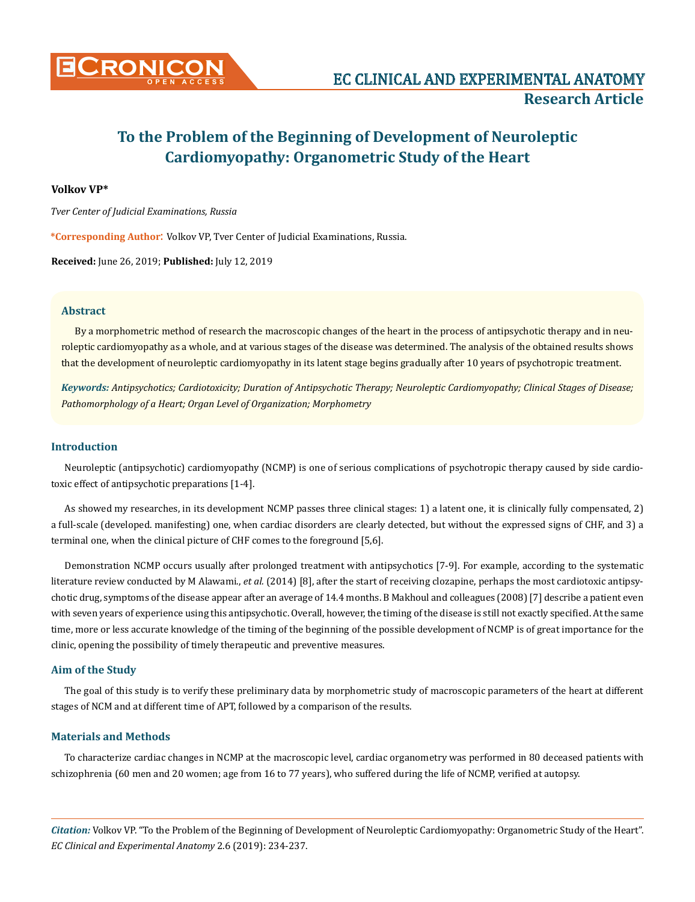# To the Problem of the Beginning of Development of Neuroleptic Cardiomyopathy: Organometric Study of the Heart

**Volkov VP***

*Tver Center of Judicial Examinations, Russia*

**\*Corresponding Author:** Volkov VP, Tver Center of Judicial Examinations, Russia.

**Received:** June 26, 2019; **Published:** July 12, 2019

## Abstract

By a morphometric method of research the macroscopic changes of the heart in the process of antipsychotic therapy and in neuroleptic cardiomyopathy as a whole, and at various stages of the disease was determined. The analysis of the obtained results shows that the development of neuroleptic cardiomyopathy in its latent stage begins gradually after 10 years of psychotropic treatment.

***Keywords:*** *Antipsychotics; Cardiotoxicity; Duration of Antipsychotic Therapy; Neuroleptic Cardiomyopathy; Clinical Stages of Disease; Pathomorphology of a Heart; Organ Level of Organization; Morphometry*

## Introduction

Neuroleptic (antipsychotic) cardiomyopathy (NCMP) is one of serious complications of psychotropic therapy caused by side cardiotoxic effect of antipsychotic preparations [1-4].

As showed my researches, in its development NCMP passes three clinical stages: 1) a latent one, it is clinically fully compensated, 2) a full-scale (developed. manifesting) one, when cardiac disorders are clearly detected, but without the expressed signs of CHF, and 3) a terminal one, when the clinical picture of CHF comes to the foreground [5,6].

Demonstration NCMP occurs usually after prolonged treatment with antipsychotics [7-9]. For example, according to the systematic literature review conducted by M Alawami., *et al.* (2014) [8], after the start of receiving clozapine, perhaps the most cardiotoxic antipsychotic drug, symptoms of the disease appear after an average of 14.4 months. B Makhoul and colleagues (2008) [7] describe a patient even with seven years of experience using this antipsychotic. Overall, however, the timing of the disease is still not exactly specified. At the same time, more or less accurate knowledge of the timing of the beginning of the possible development of NCMP is of great importance for the clinic, opening the possibility of timely therapeutic and preventive measures.

## Aim of the Study

The goal of this study is to verify these preliminary data by morphometric study of macroscopic parameters of the heart at different stages of NCM and at different time of APT, followed by a comparison of the results.

## Materials and Methods

To characterize cardiac changes in NCMP at the macroscopic level, cardiac organometry was performed in 80 deceased patients with schizophrenia (60 men and 20 women; age from 16 to 77 years), who suffered during the life of NCMP, verified at autopsy.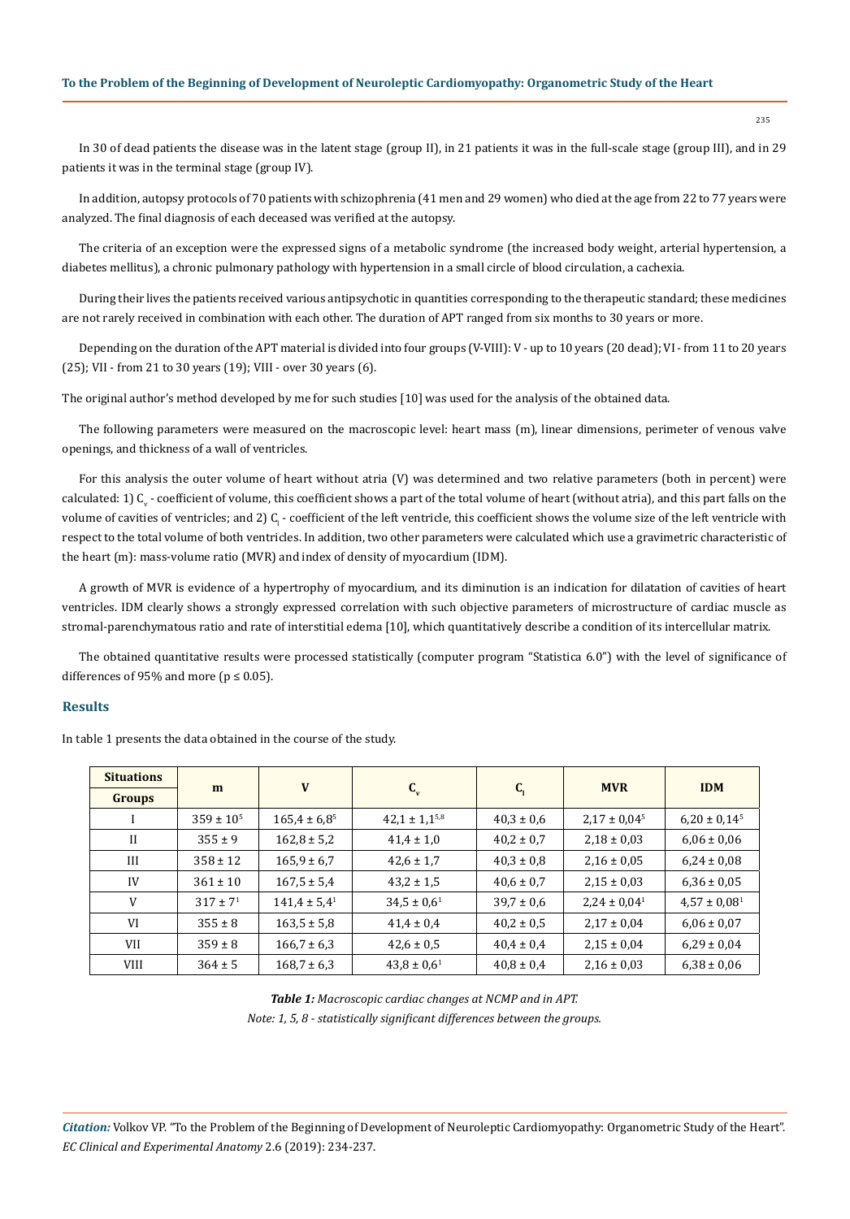In 30 of dead patients the disease was in the latent stage (group II), in 21 patients it was in the full-scale stage (group III), and in 29 patients it was in the terminal stage (group IV).

In addition, autopsy protocols of 70 patients with schizophrenia (41 men and 29 women) who died at the age from 22 to 77 years were analyzed. The final diagnosis of each deceased was verified at the autopsy.

The criteria of an exception were the expressed signs of a metabolic syndrome (the increased body weight, arterial hypertension, a diabetes mellitus), a chronic pulmonary pathology with hypertension in a small circle of blood circulation, a cachexia.

During their lives the patients received various antipsychotic in quantities corresponding to the therapeutic standard; these medicines are not rarely received in combination with each other. The duration of APT ranged from six months to 30 years or more.

Depending on the duration of the APT material is divided into four groups (V-VIII): V - up to 10 years (20 dead); VI - from 11 to 20 years (25); VII - from 21 to 30 years (19); VIII - over 30 years (6).

The original author's method developed by me for such studies [10] was used for the analysis of the obtained data.

The following parameters were measured on the macroscopic level: heart mass (m), linear dimensions, perimeter of venous valve openings, and thickness of a wall of ventricles.

For this analysis the outer volume of heart without atria (V) was determined and two relative parameters (both in percent) were calculated: 1) $C_v$ - coefficient of volume, this coefficient shows a part of the total volume of heart (without atria), and this part falls on the volume of cavities of ventricles; and 2) $C_l$ - coefficient of the left ventricle, this coefficient shows the volume size of the left ventricle with respect to the total volume of both ventricles. In addition, two other parameters were calculated which use a gravimetric characteristic of the heart (m): mass-volume ratio (MVR) and index of density of myocardium (IDM).

A growth of MVR is evidence of a hypertrophy of myocardium, and its diminution is an indication for dilatation of cavities of heart ventricles. IDM clearly shows a strongly expressed correlation with such objective parameters of microstructure of cardiac muscle as stromal-parenchymatous ratio and rate of interstitial edema [10], which quantitatively describe a condition of its intercellular matrix.

The obtained quantitative results were processed statistically (computer program "Statistica 6.0") with the level of significance of differences of 95% and more ($p \leq 0.05$).

## Results

In table 1 presents the data obtained in the course of the study.

| Situations / Groups | m | V | $C_v$ | $C_l$ | MVR | IDM |
|---|---|---|---|---|---|---|
| I | 359 ± 10[5] | 165,4 ± 6,8[5] | 42,1 ± 1,1[5,8] | 40,3 ± 0,6 | 2,17 ± 0,04[5] | 6,20 ± 0,14[5] |
| II | 355 ± 9 | 162,8 ± 5,2 | 41,4 ± 1,0 | 40,2 ± 0,7 | 2,18 ± 0,03 | 6,06 ± 0,06 |
| III | 358 ± 12 | 165,9 ± 6,7 | 42,6 ± 1,7 | 40,3 ± 0,8 | 2,16 ± 0,05 | 6,24 ± 0,08 |
| IV | 361 ± 10 | 167,5 ± 5,4 | 43,2 ± 1,5 | 40,6 ± 0,7 | 2,15 ± 0,03 | 6,36 ± 0,05 |
| V | 317 ± 7[1] | 141,4 ± 5,4[1] | 34,5 ± 0,6[1] | 39,7 ± 0,6 | 2,24 ± 0,04[1] | 4,57 ± 0,08[1] |
| VI | 355 ± 8 | 163,5 ± 5,8 | 41,4 ± 0,4 | 40,2 ± 0,5 | 2,17 ± 0,04 | 6,06 ± 0,07 |
| VII | 359 ± 8 | 166,7 ± 6,3 | 42,6 ± 0,5 | 40,4 ± 0,4 | 2,15 ± 0,04 | 6,29 ± 0,04 |
| VIII | 364 ± 5 | 168,7 ± 6,3 | 43,8 ± 0,6[1] | 40,8 ± 0,4 | 2,16 ± 0,03 | 6,38 ± 0,06 |

***Table 1:*** *Macroscopic cardiac changes at NCMP and in APT.*
*Note: 1, 5, 8 - statistically significant differences between the groups.*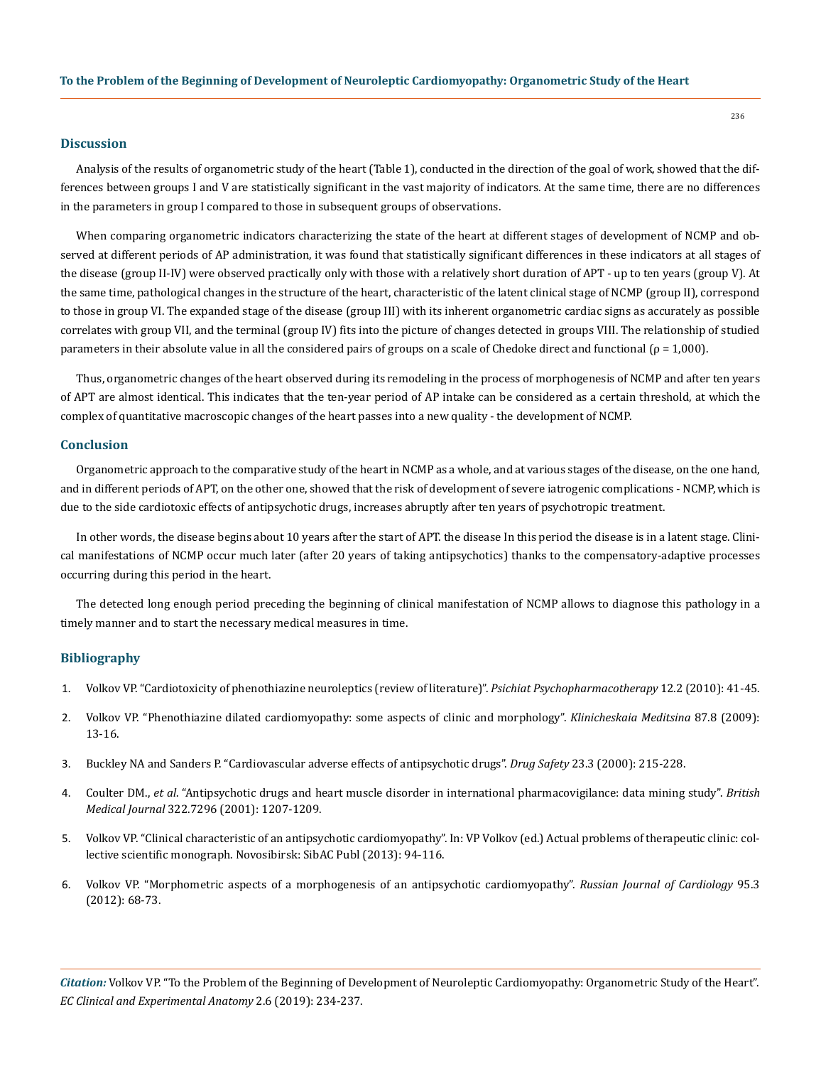## Discussion

Analysis of the results of organometric study of the heart (Table 1), conducted in the direction of the goal of work, showed that the differences between groups I and V are statistically significant in the vast majority of indicators. At the same time, there are no differences in the parameters in group I compared to those in subsequent groups of observations.

When comparing organometric indicators characterizing the state of the heart at different stages of development of NCMP and observed at different periods of AP administration, it was found that statistically significant differences in these indicators at all stages of the disease (group II-IV) were observed practically only with those with a relatively short duration of APT - up to ten years (group V). At the same time, pathological changes in the structure of the heart, characteristic of the latent clinical stage of NCMP (group II), correspond to those in group VI. The expanded stage of the disease (group III) with its inherent organometric cardiac signs as accurately as possible correlates with group VII, and the terminal (group IV) fits into the picture of changes detected in groups VIII. The relationship of studied parameters in their absolute value in all the considered pairs of groups on a scale of Chedoke direct and functional (ρ = 1,000).

Thus, organometric changes of the heart observed during its remodeling in the process of morphogenesis of NCMP and after ten years of APT are almost identical. This indicates that the ten-year period of AP intake can be considered as a certain threshold, at which the complex of quantitative macroscopic changes of the heart passes into a new quality - the development of NCMP.

## Conclusion

Organometric approach to the comparative study of the heart in NCMP as a whole, and at various stages of the disease, on the one hand, and in different periods of APT, on the other one, showed that the risk of development of severe iatrogenic complications - NCMP, which is due to the side cardiotoxic effects of antipsychotic drugs, increases abruptly after ten years of psychotropic treatment.

In other words, the disease begins about 10 years after the start of APT. the disease In this period the disease is in a latent stage. Clinical manifestations of NCMP occur much later (after 20 years of taking antipsychotics) thanks to the compensatory-adaptive processes occurring during this period in the heart.

The detected long enough period preceding the beginning of clinical manifestation of NCMP allows to diagnose this pathology in a timely manner and to start the necessary medical measures in time.

## Bibliography

1. Volkov VP. "Cardiotoxicity of phenothiazine neuroleptics (review of literature)". *Psichiat Psychopharmacotherapy* 12.2 (2010): 41-45.
2. Volkov VP. "Phenothiazine dilated cardiomyopathy: some aspects of clinic and morphology". *Klinicheskaia Meditsina* 87.8 (2009): 13-16.
3. Buckley NA and Sanders P. "Cardiovascular adverse effects of antipsychotic drugs". *Drug Safety* 23.3 (2000): 215-228.
4. Coulter DM., *et al*. "Antipsychotic drugs and heart muscle disorder in international pharmacovigilance: data mining study". *British Medical Journal* 322.7296 (2001): 1207-1209.
5. Volkov VP. "Clinical characteristic of an antipsychotic cardiomyopathy". In: VP Volkov (ed.) Actual problems of therapeutic clinic: collective scientific monograph. Novosibirsk: SibAC Publ (2013): 94-116.
6. Volkov VP. "Morphometric aspects of a morphogenesis of an antipsychotic cardiomyopathy". *Russian Journal of Cardiology* 95.3 (2012): 68-73.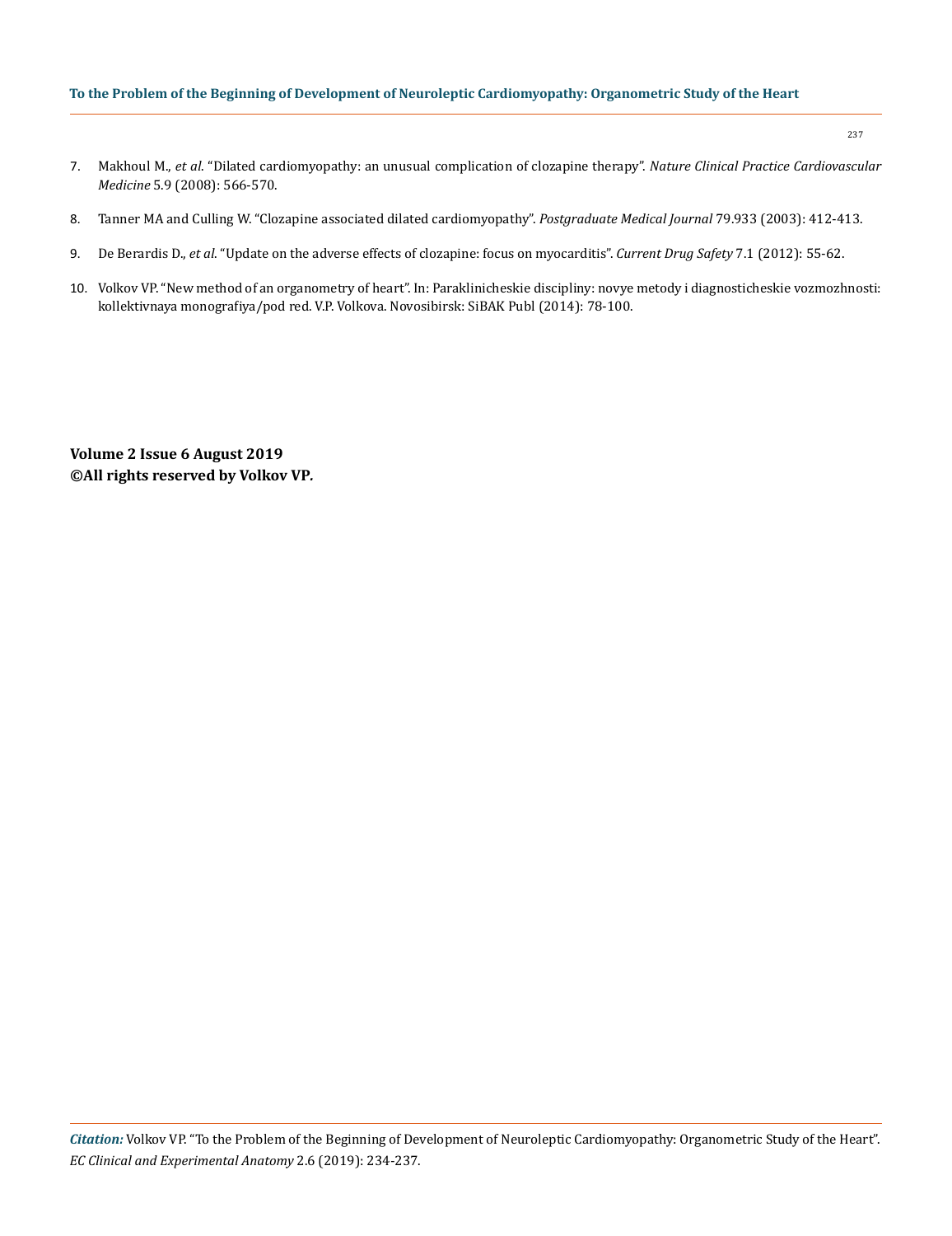7. Makhoul M., *et al*. “Dilated cardiomyopathy: an unusual complication of clozapine therapy”. *Nature Clinical Practice Cardiovascular Medicine* 5.9 (2008): 566-570.

8. Tanner MA and Culling W. “Clozapine associated dilated cardiomyopathy”. *Postgraduate Medical Journal* 79.933 (2003): 412-413.

9. De Berardis D., *et al*. “Update on the adverse effects of clozapine: focus on myocarditis”. *Current Drug Safety* 7.1 (2012): 55-62.

10. Volkov VP. “New method of an organometry of heart”. In: Paraklinicheskie discipliny: novye metody i diagnosticheskie vozmozhnosti: kollektivnaya monografiya/pod red. V.P. Volkova. Novosibirsk: SiBAK Publ (2014): 78-100.

**Volume 2 Issue 6 August 2019**
**©All rights reserved by Volkov VP.**